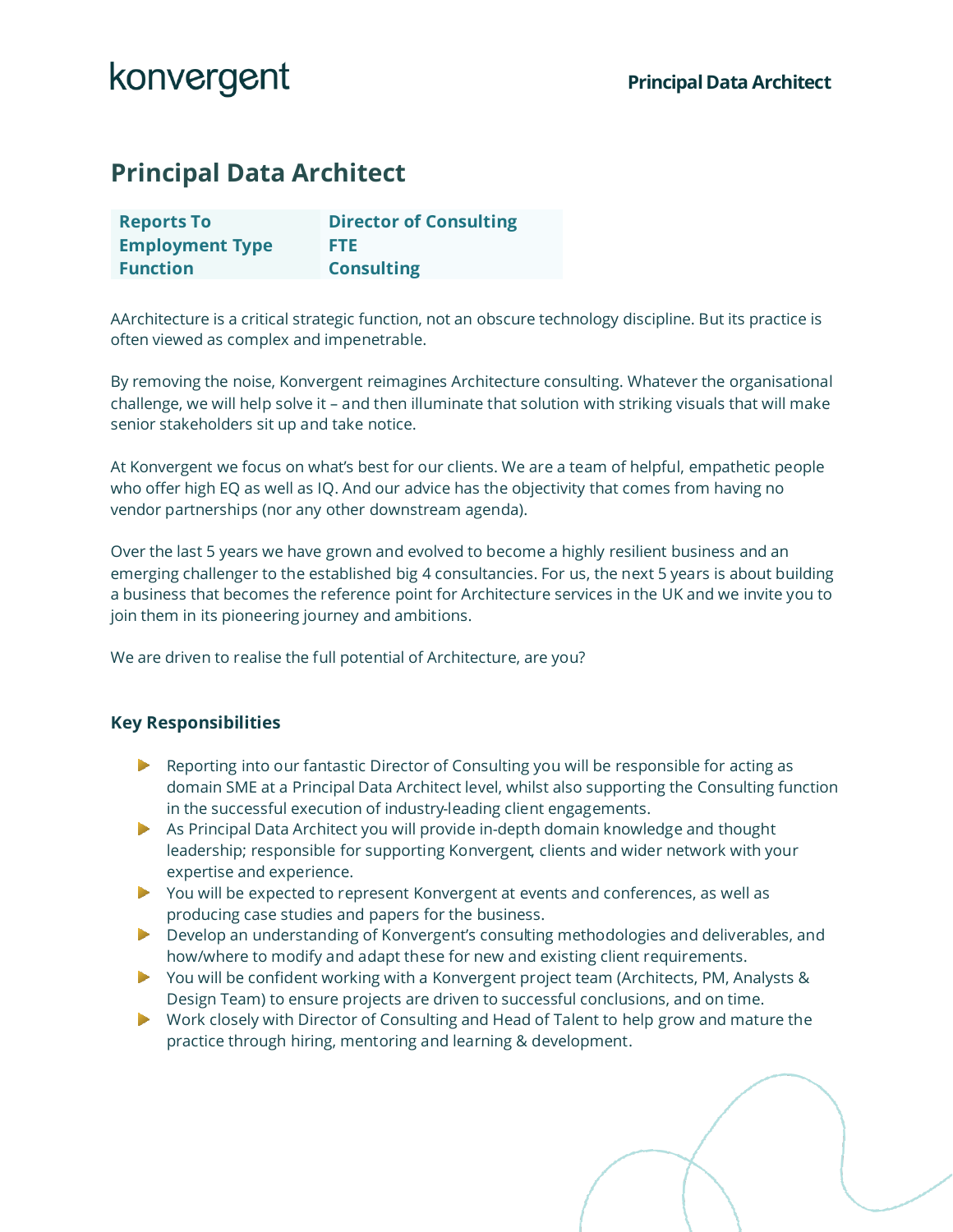# Principal Data Architect

| | |
|---|---|
| **Reports To** | **Director of Consulting** |
| **Employment Type** | **FTE** |
| **Function** | **Consulting** |

AArchitecture is a critical strategic function, not an obscure technology discipline. But its practice is often viewed as complex and impenetrable.

By removing the noise, Konvergent reimagines Architecture consulting. Whatever the organisational challenge, we will help solve it – and then illuminate that solution with striking visuals that will make senior stakeholders sit up and take notice.

At Konvergent we focus on what's best for our clients. We are a team of helpful, empathetic people who offer high EQ as well as IQ. And our advice has the objectivity that comes from having no vendor partnerships (nor any other downstream agenda).

Over the last 5 years we have grown and evolved to become a highly resilient business and an emerging challenger to the established big 4 consultancies. For us, the next 5 years is about building a business that becomes the reference point for Architecture services in the UK and we invite you to join them in its pioneering journey and ambitions.

We are driven to realise the full potential of Architecture, are you?

### Key Responsibilities

- Reporting into our fantastic Director of Consulting you will be responsible for acting as domain SME at a Principal Data Architect level, whilst also supporting the Consulting function in the successful execution of industry-leading client engagements.
- As Principal Data Architect you will provide in-depth domain knowledge and thought leadership; responsible for supporting Konvergent, clients and wider network with your expertise and experience.
- You will be expected to represent Konvergent at events and conferences, as well as producing case studies and papers for the business.
- Develop an understanding of Konvergent's consulting methodologies and deliverables, and how/where to modify and adapt these for new and existing client requirements.
- You will be confident working with a Konvergent project team (Architects, PM, Analysts & Design Team) to ensure projects are driven to successful conclusions, and on time.
- Work closely with Director of Consulting and Head of Talent to help grow and mature the practice through hiring, mentoring and learning & development.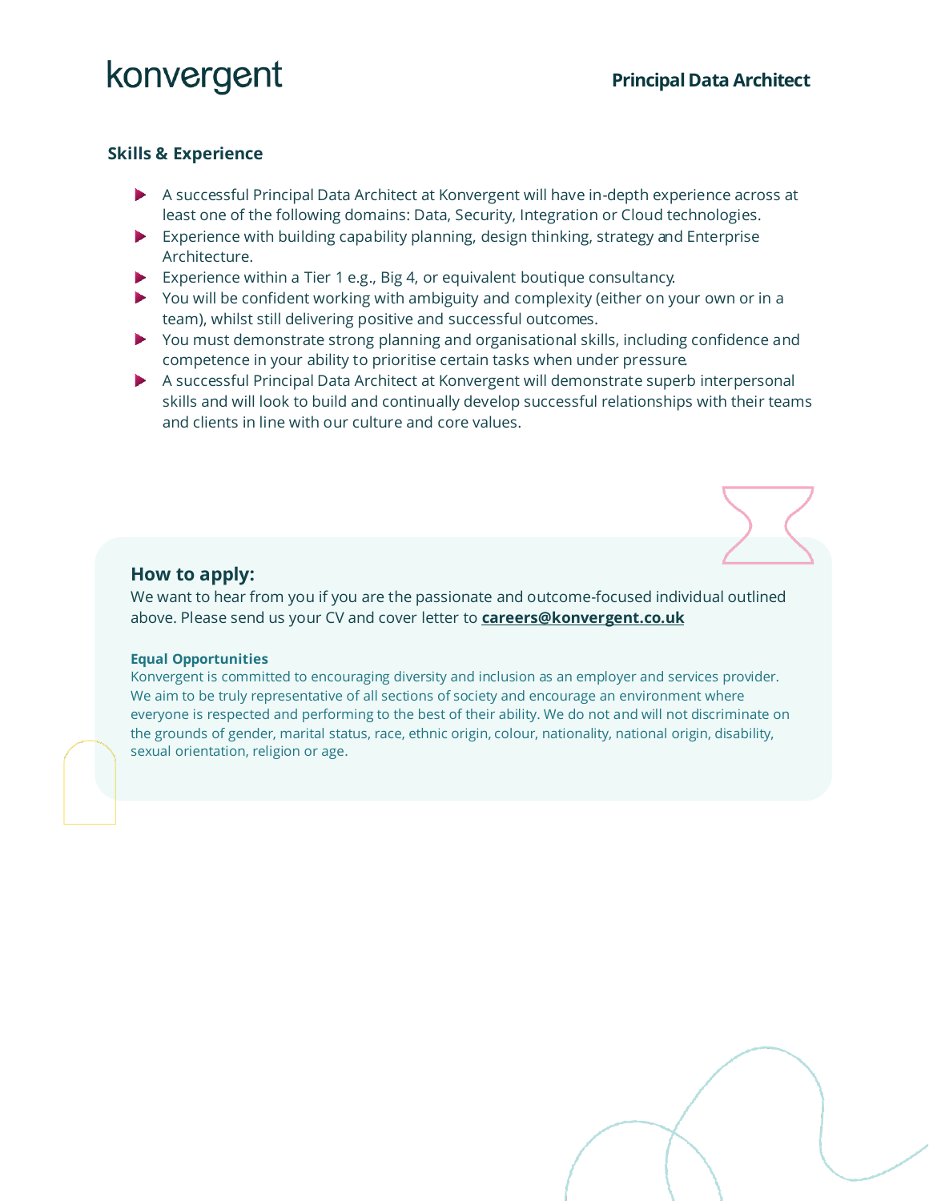## Skills & Experience

- A successful Principal Data Architect at Konvergent will have in-depth experience across at least one of the following domains: Data, Security, Integration or Cloud technologies.
- Experience with building capability planning, design thinking, strategy and Enterprise Architecture.
- Experience within a Tier 1 e.g., Big 4, or equivalent boutique consultancy.
- You will be confident working with ambiguity and complexity (either on your own or in a team), whilst still delivering positive and successful outcomes.
- You must demonstrate strong planning and organisational skills, including confidence and competence in your ability to prioritise certain tasks when under pressure.
- A successful Principal Data Architect at Konvergent will demonstrate superb interpersonal skills and will look to build and continually develop successful relationships with their teams and clients in line with our culture and core values.

## How to apply:

We want to hear from you if you are the passionate and outcome-focused individual outlined above. Please send us your CV and cover letter to **careers@konvergent.co.uk**

**Equal Opportunities**

Konvergent is committed to encouraging diversity and inclusion as an employer and services provider. We aim to be truly representative of all sections of society and encourage an environment where everyone is respected and performing to the best of their ability. We do not and will not discriminate on the grounds of gender, marital status, race, ethnic origin, colour, nationality, national origin, disability, sexual orientation, religion or age.